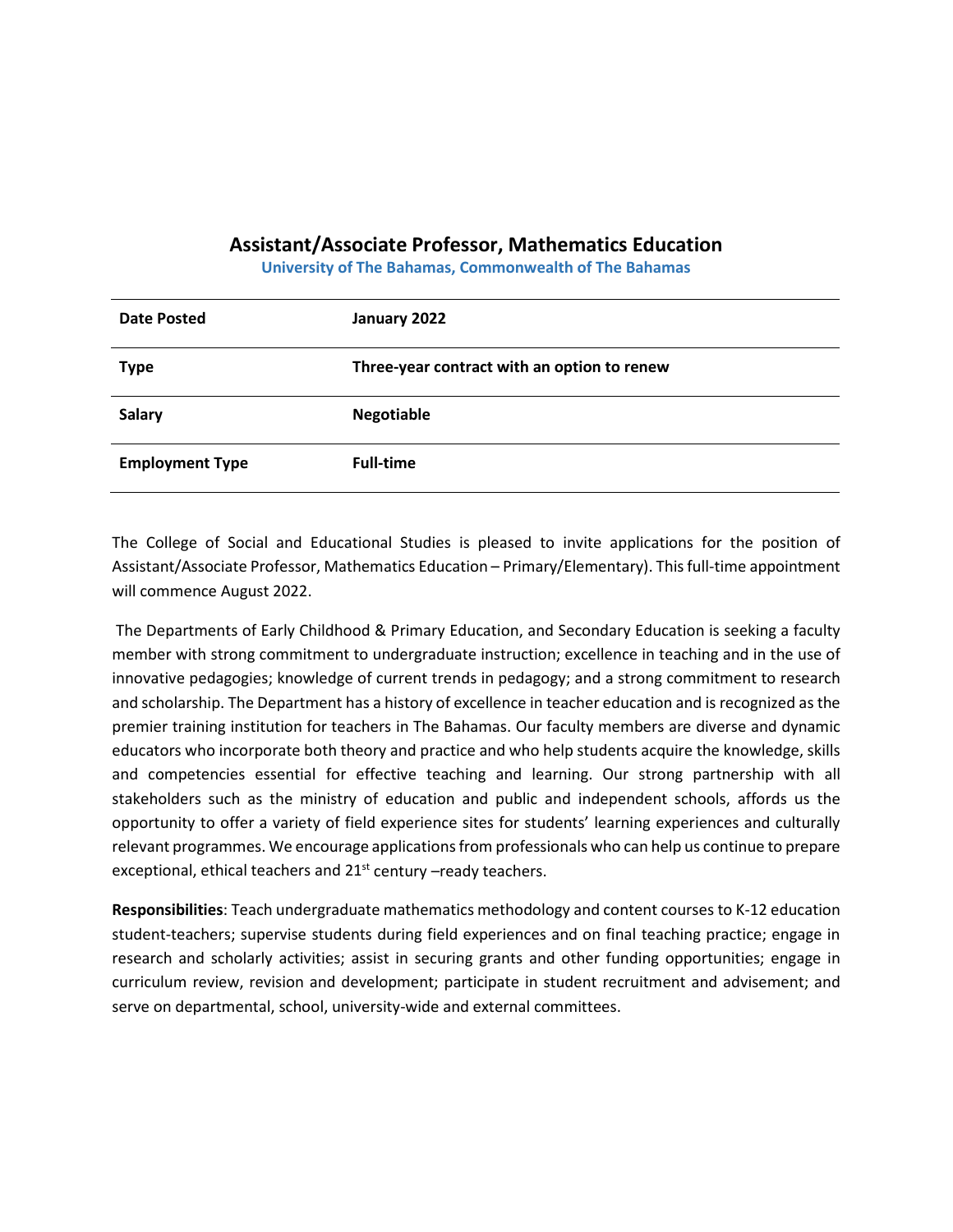# Assistant/Associate Professor, Mathematics Education

**University of The Bahamas, Commonwealth of The Bahamas**

| | |
|---|---|
| **Date Posted** | **January 2022** |
| **Type** | **Three-year contract with an option to renew** |
| **Salary** | **Negotiable** |
| **Employment Type** | **Full-time** |

The College of Social and Educational Studies is pleased to invite applications for the position of Assistant/Associate Professor, Mathematics Education – Primary/Elementary). This full-time appointment will commence August 2022.

The Departments of Early Childhood & Primary Education, and Secondary Education is seeking a faculty member with strong commitment to undergraduate instruction; excellence in teaching and in the use of innovative pedagogies; knowledge of current trends in pedagogy; and a strong commitment to research and scholarship. The Department has a history of excellence in teacher education and is recognized as the premier training institution for teachers in The Bahamas. Our faculty members are diverse and dynamic educators who incorporate both theory and practice and who help students acquire the knowledge, skills and competencies essential for effective teaching and learning. Our strong partnership with all stakeholders such as the ministry of education and public and independent schools, affords us the opportunity to offer a variety of field experience sites for students' learning experiences and culturally relevant programmes. We encourage applications from professionals who can help us continue to prepare exceptional, ethical teachers and 21st century –ready teachers.

**Responsibilities**: Teach undergraduate mathematics methodology and content courses to K-12 education student-teachers; supervise students during field experiences and on final teaching practice; engage in research and scholarly activities; assist in securing grants and other funding opportunities; engage in curriculum review, revision and development; participate in student recruitment and advisement; and serve on departmental, school, university-wide and external committees.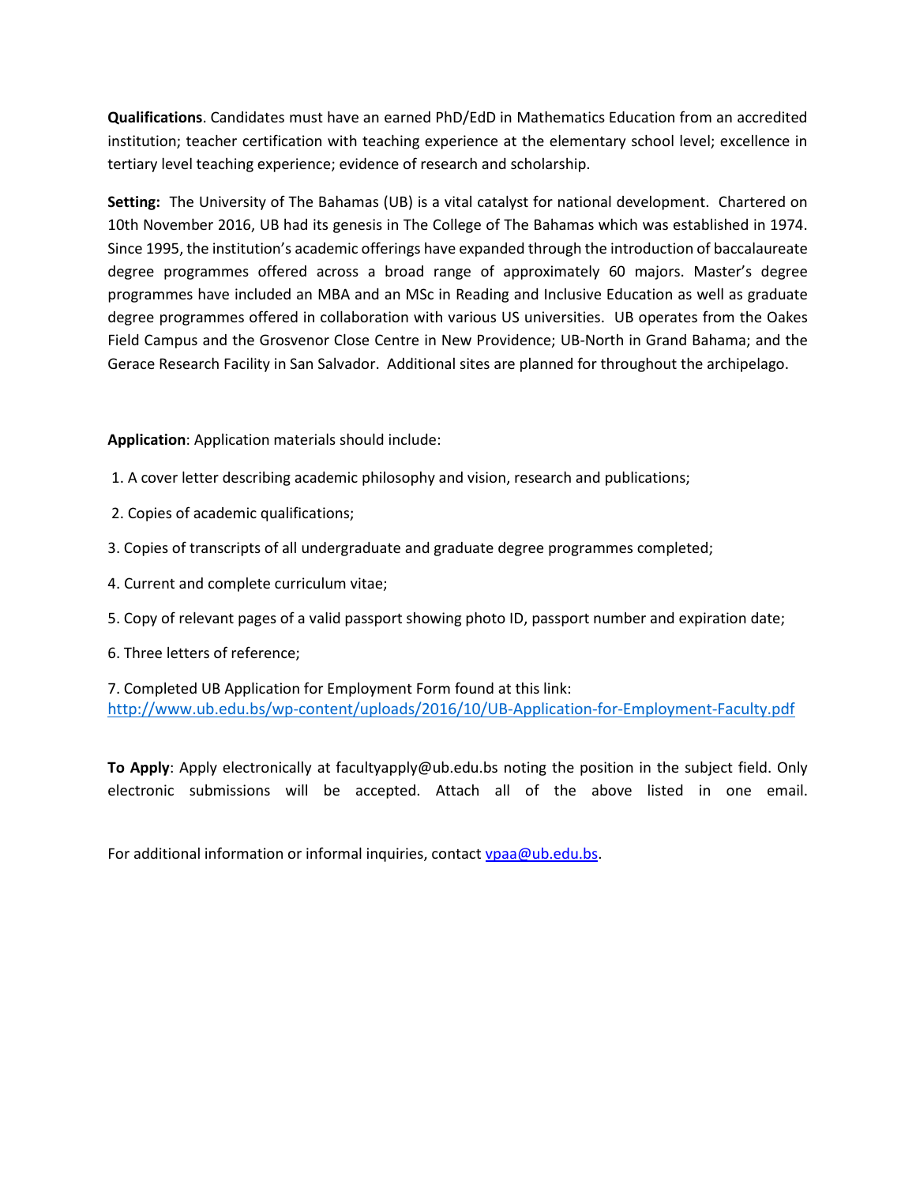**Qualifications**. Candidates must have an earned PhD/EdD in Mathematics Education from an accredited institution; teacher certification with teaching experience at the elementary school level; excellence in tertiary level teaching experience; evidence of research and scholarship.

**Setting:** The University of The Bahamas (UB) is a vital catalyst for national development. Chartered on 10th November 2016, UB had its genesis in The College of The Bahamas which was established in 1974. Since 1995, the institution's academic offerings have expanded through the introduction of baccalaureate degree programmes offered across a broad range of approximately 60 majors. Master's degree programmes have included an MBA and an MSc in Reading and Inclusive Education as well as graduate degree programmes offered in collaboration with various US universities. UB operates from the Oakes Field Campus and the Grosvenor Close Centre in New Providence; UB-North in Grand Bahama; and the Gerace Research Facility in San Salvador. Additional sites are planned for throughout the archipelago.

**Application**: Application materials should include:

1. A cover letter describing academic philosophy and vision, research and publications;
2. Copies of academic qualifications;
3. Copies of transcripts of all undergraduate and graduate degree programmes completed;
4. Current and complete curriculum vitae;
5. Copy of relevant pages of a valid passport showing photo ID, passport number and expiration date;
6. Three letters of reference;
7. Completed UB Application for Employment Form found at this link: http://www.ub.edu.bs/wp-content/uploads/2016/10/UB-Application-for-Employment-Faculty.pdf

**To Apply**: Apply electronically at facultyapply@ub.edu.bs noting the position in the subject field. Only electronic submissions will be accepted. Attach all of the above listed in one email.

For additional information or informal inquiries, contact vpaa@ub.edu.bs.